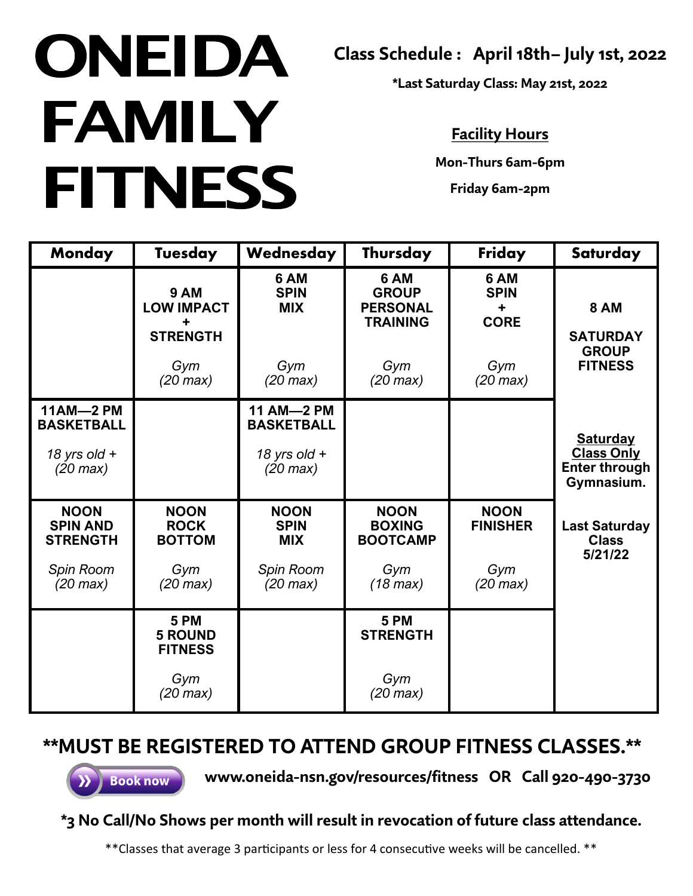# ONEIDA FAMILY FITNESS

**Class Schedule : April 18th– July 1st, 2022**

**\*Last Saturday Class: May 21st, 2022**

**Facility Hours**

**Mon-Thurs 6am-6pm**

**Friday 6am-2pm**

| Monday | Tuesday | Wednesday | Thursday | Friday | Saturday |
|---|---|---|---|---|---|
| | **9 AM LOW IMPACT + STRENGTH** *Gym (20 max)* | **6 AM SPIN MIX** *Gym (20 max)* | **6 AM GROUP PERSONAL TRAINING** *Gym (20 max)* | **6 AM SPIN + CORE** *Gym (20 max)* | **8 AM SATURDAY GROUP FITNESS** |
| **11AM—2 PM BASKETBALL** *18 yrs old + (20 max)* | | **11 AM—2 PM BASKETBALL** *18 yrs old + (20 max)* | | | **Saturday Class Only Enter through Gymnasium.** |
| **NOON SPIN AND STRENGTH** *Spin Room (20 max)* | **NOON ROCK BOTTOM** *Gym (20 max)* | **NOON SPIN MIX** *Spin Room (20 max)* | **NOON BOXING BOOTCAMP** *Gym (18 max)* | **NOON FINISHER** *Gym (20 max)* | **Last Saturday Class 5/21/22** |
| | **5 PM 5 ROUND FITNESS** *Gym (20 max)* | | **5 PM STRENGTH** *Gym (20 max)* | | |

## **MUST BE REGISTERED TO ATTEND GROUP FITNESS CLASSES.**

Book now

**www.oneida-nsn.gov/resources/fitness OR Call 920-490-3730**

**\*3 No Call/No Shows per month will result in revocation of future class attendance.**

\*\*Classes that average 3 participants or less for 4 consecutive weeks will be cancelled. \*\*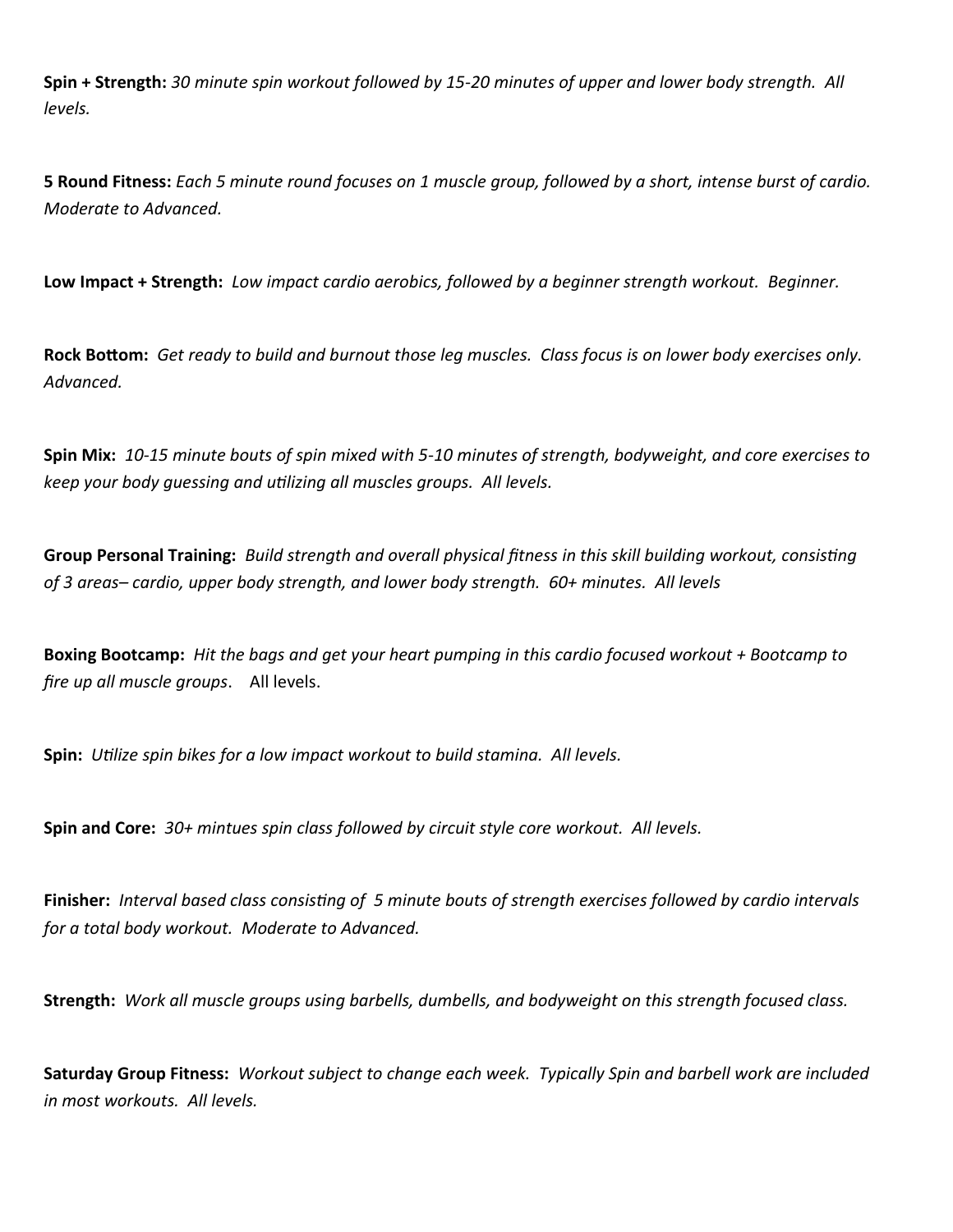**Spin + Strength:** *30 minute spin workout followed by 15-20 minutes of upper and lower body strength. All levels.*

**5 Round Fitness:** *Each 5 minute round focuses on 1 muscle group, followed by a short, intense burst of cardio. Moderate to Advanced.*

**Low Impact + Strength:** *Low impact cardio aerobics, followed by a beginner strength workout. Beginner.*

**Rock Bottom:** *Get ready to build and burnout those leg muscles. Class focus is on lower body exercises only. Advanced.*

**Spin Mix:** *10-15 minute bouts of spin mixed with 5-10 minutes of strength, bodyweight, and core exercises to keep your body guessing and utilizing all muscles groups. All levels.*

**Group Personal Training:** *Build strength and overall physical fitness in this skill building workout, consisting of 3 areas– cardio, upper body strength, and lower body strength. 60+ minutes. All levels*

**Boxing Bootcamp:** *Hit the bags and get your heart pumping in this cardio focused workout + Bootcamp to fire up all muscle groups*. All levels.

**Spin:** *Utilize spin bikes for a low impact workout to build stamina. All levels.*

**Spin and Core:** *30+ mintues spin class followed by circuit style core workout. All levels.*

**Finisher:** *Interval based class consisting of 5 minute bouts of strength exercises followed by cardio intervals for a total body workout. Moderate to Advanced.*

**Strength:** *Work all muscle groups using barbells, dumbells, and bodyweight on this strength focused class.*

**Saturday Group Fitness:** *Workout subject to change each week. Typically Spin and barbell work are included in most workouts. All levels.*